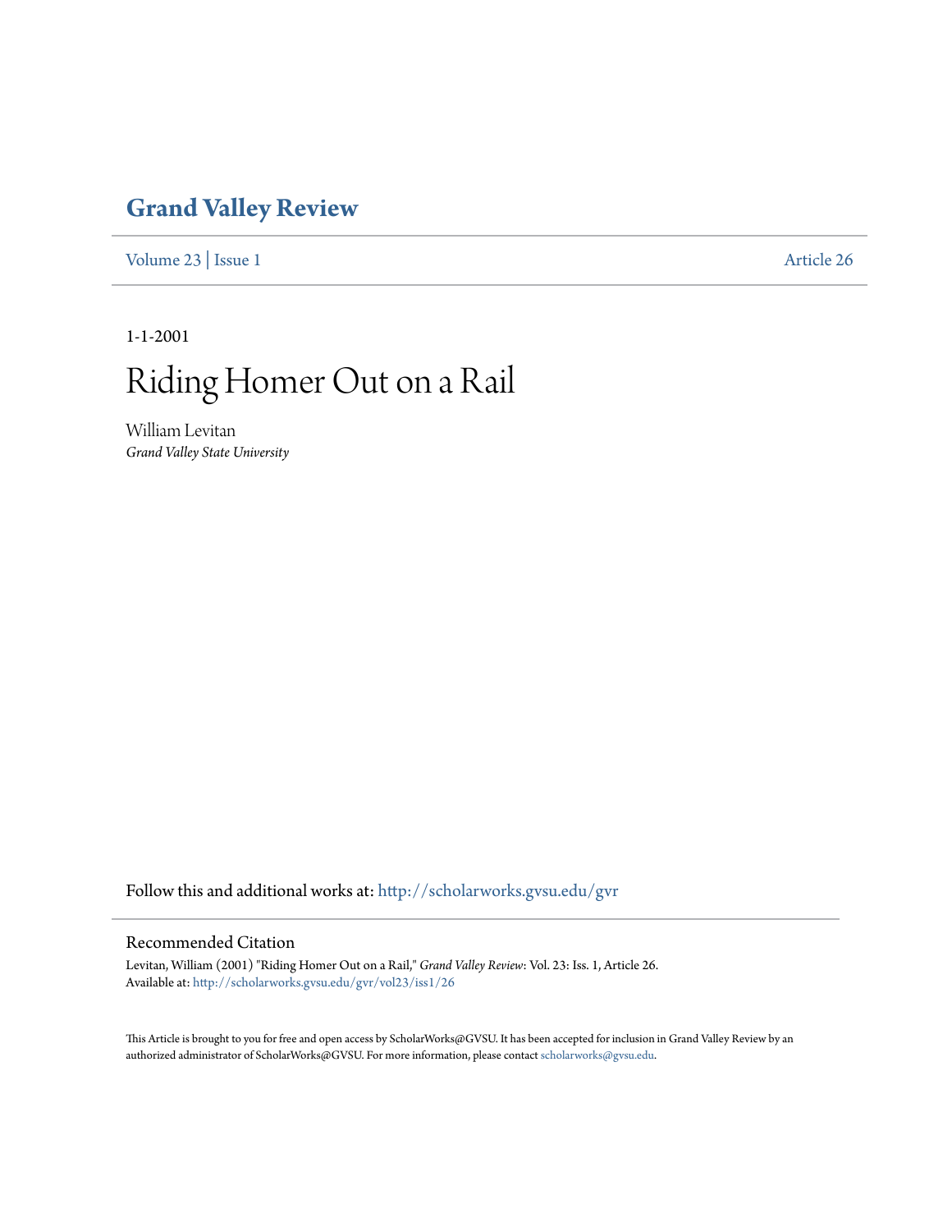# Grand Valley Review

Volume 23 | Issue 1 Article 26

1-1-2001

# Riding Homer Out on a Rail

William Levitan
*Grand Valley State University*

Follow this and additional works at: http://scholarworks.gvsu.edu/gvr

## Recommended Citation

Levitan, William (2001) "Riding Homer Out on a Rail," *Grand Valley Review*: Vol. 23: Iss. 1, Article 26.
Available at: http://scholarworks.gvsu.edu/gvr/vol23/iss1/26

This Article is brought to you for free and open access by ScholarWorks@GVSU. It has been accepted for inclusion in Grand Valley Review by an authorized administrator of ScholarWorks@GVSU. For more information, please contact scholarworks@gvsu.edu.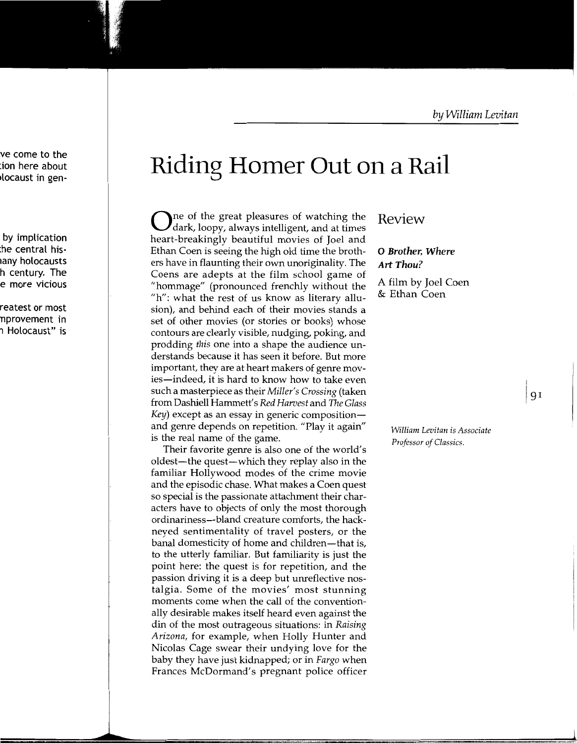*by William Levitan*

# Riding Homer Out on a Rail

## Review

***O Brother, Where Art Thou?***

A film by Joel Coen & Ethan Coen

*William Levitan is Associate Professor of Classics.*

One of the great pleasures of watching the dark, loopy, always intelligent, and at times heart-breakingly beautiful movies of Joel and Ethan Coen is seeing the high old time the brothers have in flaunting their own unoriginality. The Coens are adepts at the film school game of "hommage" (pronounced frenchly without the "h": what the rest of us know as literary allusion), and behind each of their movies stands a set of other movies (or stories or books) whose contours are clearly visible, nudging, poking, and prodding *this* one into a shape the audience understands because it has seen it before. But more important, they are at heart makers of genre movies—indeed, it is hard to know how to take even such a masterpiece as their *Miller's Crossing* (taken from Dashiell Hammett's *Red Harvest* and *The Glass Key*) except as an essay in generic composition—and genre depends on repetition. "Play it again" is the real name of the game.

Their favorite genre is also one of the world's oldest—the quest—which they replay also in the familiar Hollywood modes of the crime movie and the episodic chase. What makes a Coen quest so special is the passionate attachment their characters have to objects of only the most thorough ordinariness—bland creature comforts, the hackneyed sentimentality of travel posters, or the banal domesticity of home and children—that is, to the utterly familiar. But familiarity is just the point here: the quest is for repetition, and the passion driving it is a deep but unreflective nostalgia. Some of the movies' most stunning moments come when the call of the conventionally desirable makes itself heard even against the din of the most outrageous situations: in *Raising Arizona*, for example, when Holly Hunter and Nicolas Cage swear their undying love for the baby they have just kidnapped; or in *Fargo* when Frances McDormand's pregnant police officer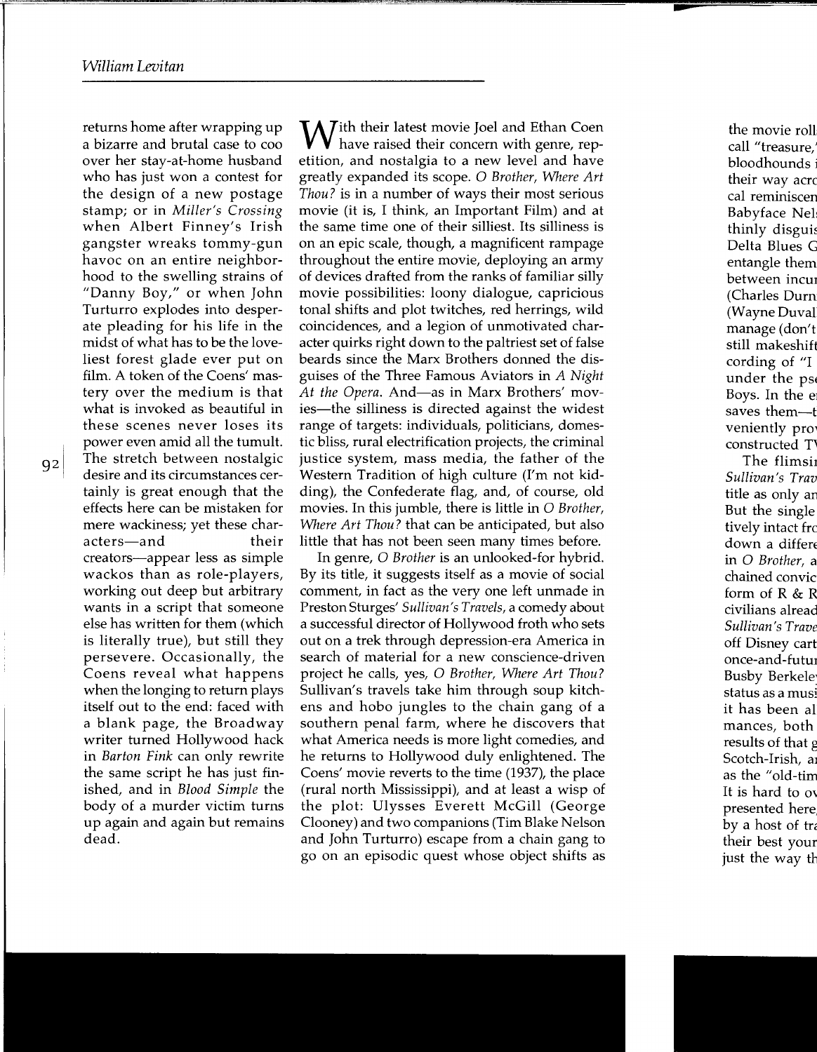returns home after wrapping up a bizarre and brutal case to coo over her stay-at-home husband who has just won a contest for the design of a new postage stamp; or in *Miller's Crossing* when Albert Finney's Irish gangster wreaks tommy-gun havoc on an entire neighborhood to the swelling strains of "Danny Boy," or when John Turturro explodes into desperate pleading for his life in the midst of what has to be the loveliest forest glade ever put on film. A token of the Coens' mastery over the medium is that what is invoked as beautiful in these scenes never loses its power even amid all the tumult. The stretch between nostalgic desire and its circumstances certainly is great enough that the effects here can be mistaken for mere wackiness; yet these characters—and their creators—appear less as simple wackos than as role-players, working out deep but arbitrary wants in a script that someone else has written for them (which is literally true), but still they persevere. Occasionally, the Coens reveal what happens when the longing to return plays itself out to the end: faced with a blank page, the Broadway writer turned Hollywood hack in *Barton Fink* can only rewrite the same script he has just finished, and in *Blood Simple* the body of a murder victim turns up again and again but remains dead.

With their latest movie Joel and Ethan Coen have raised their concern with genre, repetition, and nostalgia to a new level and have greatly expanded its scope. *O Brother, Where Art Thou?* is in a number of ways their most serious movie (it is, I think, an Important Film) and at the same time one of their silliest. Its silliness is on an epic scale, though, a magnificent rampage throughout the entire movie, deploying an army of devices drafted from the ranks of familiar silly movie possibilities: loony dialogue, capricious tonal shifts and plot twitches, red herrings, wild coincidences, and a legion of unmotivated character quirks right down to the paltriest set of false beards since the Marx Brothers donned the disguises of the Three Famous Aviators in *A Night At the Opera*. And—as in Marx Brothers' movies—the silliness is directed against the widest range of targets: individuals, politicians, domestic bliss, rural electrification projects, the criminal justice system, mass media, the father of the Western Tradition of high culture (I'm not kidding), the Confederate flag, and, of course, old movies. In this jumble, there is little in *O Brother, Where Art Thou?* that can be anticipated, but also little that has not been seen many times before.

In genre, *O Brother* is an unlooked-for hybrid. By its title, it suggests itself as a movie of social comment, in fact as the very one left unmade in Preston Sturges' *Sullivan's Travels*, a comedy about a successful director of Hollywood froth who sets out on a trek through depression-era America in search of material for a new conscience-driven project he calls, yes, *O Brother, Where Art Thou?* Sullivan's travels take him through soup kitchens and hobo jungles to the chain gang of a southern penal farm, where he discovers that what America needs is more light comedies, and he returns to Hollywood duly enlightened. The Coens' movie reverts to the time (1937), the place (rural north Mississippi), and at least a wisp of the plot: Ulysses Everett McGill (George Clooney) and two companions (Tim Blake Nelson and John Turturro) escape from a chain gang to go on an episodic quest whose object shifts as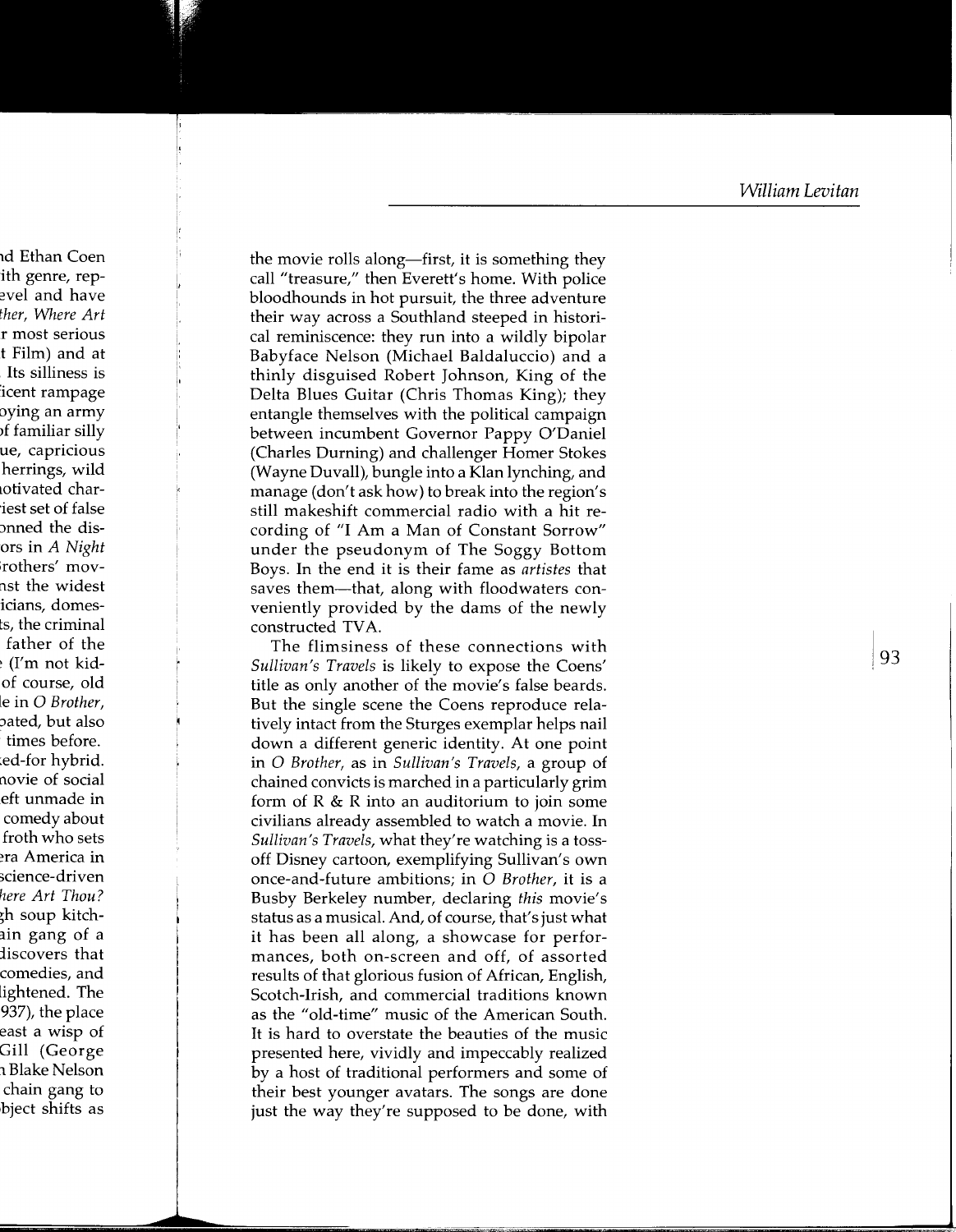the movie rolls along—first, it is something they call "treasure," then Everett's home. With police bloodhounds in hot pursuit, the three adventure their way across a Southland steeped in historical reminiscence: they run into a wildly bipolar Babyface Nelson (Michael Baldaluccio) and a thinly disguised Robert Johnson, King of the Delta Blues Guitar (Chris Thomas King); they entangle themselves with the political campaign between incumbent Governor Pappy O'Daniel (Charles Durning) and challenger Homer Stokes (Wayne Duvall), bungle into a Klan lynching, and manage (don't ask how) to break into the region's still makeshift commercial radio with a hit recording of "I Am a Man of Constant Sorrow" under the pseudonym of The Soggy Bottom Boys. In the end it is their fame as *artistes* that saves them—that, along with floodwaters conveniently provided by the dams of the newly constructed TVA.

The flimsiness of these connections with *Sullivan's Travels* is likely to expose the Coens' title as only another of the movie's false beards. But the single scene the Coens reproduce relatively intact from the Sturges exemplar helps nail down a different generic identity. At one point in *O Brother*, as in *Sullivan's Travels*, a group of chained convicts is marched in a particularly grim form of R & R into an auditorium to join some civilians already assembled to watch a movie. In *Sullivan's Travels*, what they're watching is a toss-off Disney cartoon, exemplifying Sullivan's own once-and-future ambitions; in *O Brother*, it is a Busby Berkeley number, declaring *this* movie's status as a musical. And, of course, that's just what it has been all along, a showcase for performances, both on-screen and off, of assorted results of that glorious fusion of African, English, Scotch-Irish, and commercial traditions known as the "old-time" music of the American South. It is hard to overstate the beauties of the music presented here, vividly and impeccably realized by a host of traditional performers and some of their best younger avatars. The songs are done just the way they're supposed to be done, with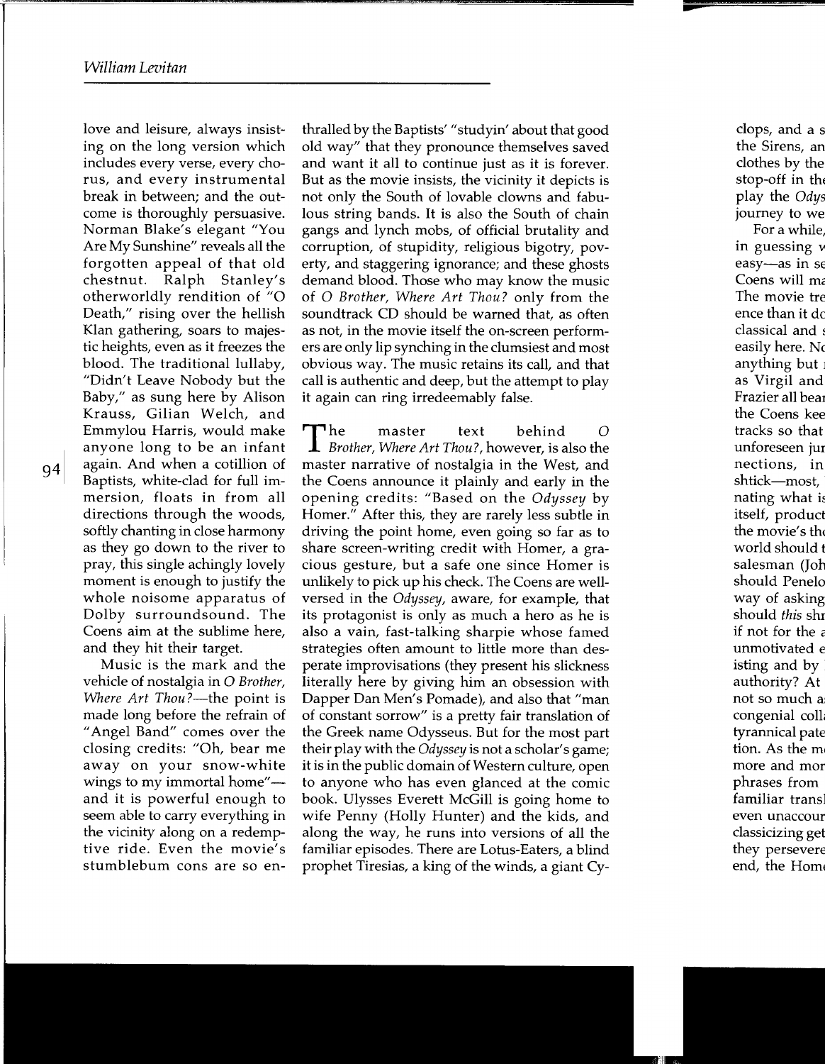love and leisure, always insisting on the long version which includes every verse, every chorus, and every instrumental break in between; and the outcome is thoroughly persuasive. Norman Blake's elegant "You Are My Sunshine" reveals all the forgotten appeal of that old chestnut. Ralph Stanley's otherworldly rendition of "O Death," rising over the hellish Klan gathering, soars to majestic heights, even as it freezes the blood. The traditional lullaby, "Didn't Leave Nobody but the Baby," as sung here by Alison Krauss, Gilian Welch, and Emmylou Harris, would make anyone long to be an infant again. And when a cotillion of Baptists, white-clad for full immersion, floats in from all directions through the woods, softly chanting in close harmony as they go down to the river to pray, this single achingly lovely moment is enough to justify the whole noisome apparatus of Dolby surroundsound. The Coens aim at the sublime here, and they hit their target.

Music is the mark and the vehicle of nostalgia in *O Brother, Where Art Thou?*—the point is made long before the refrain of "Angel Band" comes over the closing credits: "Oh, bear me away on your snow-white wings to my immortal home"—and it is powerful enough to seem able to carry everything in the vicinity along on a redemptive ride. Even the movie's stumblebum cons are so enthralled by the Baptists' "studyin' about that good old way" that they pronounce themselves saved and want it all to continue just as it is forever. But as the movie insists, the vicinity it depicts is not only the South of lovable clowns and fabulous string bands. It is also the South of chain gangs and lynch mobs, of official brutality and corruption, of stupidity, religious bigotry, poverty, and staggering ignorance; and these ghosts demand blood. Those who may know the music of *O Brother, Where Art Thou?* only from the soundtrack CD should be warned that, as often as not, in the movie itself the on-screen performers are only lip synching in the clumsiest and most obvious way. The music retains its call, and that call is authentic and deep, but the attempt to play it again can ring irredeemably false.

The master text behind *O Brother, Where Art Thou?*, however, is also the master narrative of nostalgia in the West, and the Coens announce it plainly and early in the opening credits: "Based on the *Odyssey* by Homer." After this, they are rarely less subtle in driving the point home, even going so far as to share screen-writing credit with Homer, a gracious gesture, but a safe one since Homer is unlikely to pick up his check. The Coens are well-versed in the *Odyssey*, aware, for example, that its protagonist is only as much a hero as he is also a vain, fast-talking sharpie whose famed strategies often amount to little more than desperate improvisations (they present his slickness literally here by giving him an obsession with Dapper Dan Men's Pomade), and also that "man of constant sorrow" is a pretty fair translation of the Greek name Odysseus. But for the most part their play with the *Odyssey* is not a scholar's game; it is in the public domain of Western culture, open to anyone who has even glanced at the comic book. Ulysses Everett McGill is going home to wife Penny (Holly Hunter) and the kids, and along the way, he runs into versions of all the familiar episodes. There are Lotus-Eaters, a blind prophet Tiresias, a king of the winds, a giant Cy-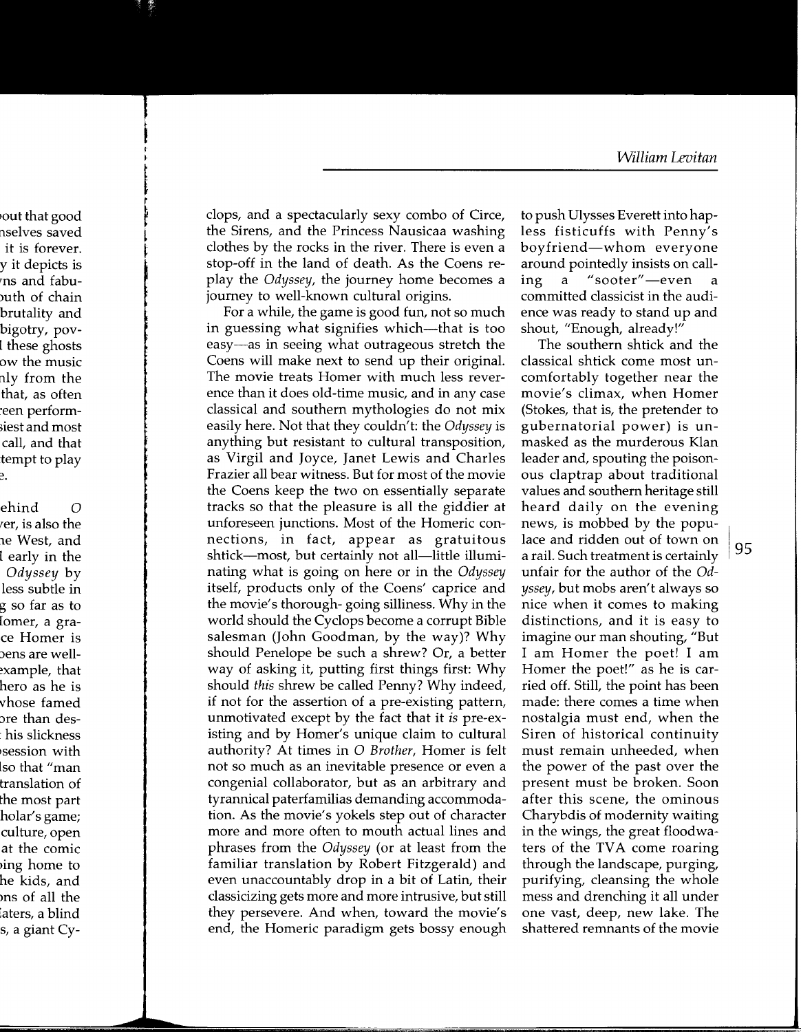clops, and a spectacularly sexy combo of Circe, the Sirens, and the Princess Nausicaa washing clothes by the rocks in the river. There is even a stop-off in the land of death. As the Coens replay the *Odyssey*, the journey home becomes a journey to well-known cultural origins.

For a while, the game is good fun, not so much in guessing what signifies which—that is too easy—as in seeing what outrageous stretch the Coens will make next to send up their original. The movie treats Homer with much less reverence than it does old-time music, and in any case classical and southern mythologies do not mix easily here. Not that they couldn't: the *Odyssey* is anything but resistant to cultural transposition, as Virgil and Joyce, Janet Lewis and Charles Frazier all bear witness. But for most of the movie the Coens keep the two on essentially separate tracks so that the pleasure is all the giddier at unforeseen junctions. Most of the Homeric connections, in fact, appear as gratuitous shtick—most, but certainly not all—little illuminating what is going on here or in the *Odyssey* itself, products only of the Coens' caprice and the movie's thorough- going silliness. Why in the world should the Cyclops become a corrupt Bible salesman (John Goodman, by the way)? Why should Penelope be such a shrew? Or, a better way of asking it, putting first things first: Why should *this* shrew be called Penny? Why indeed, if not for the assertion of a pre-existing pattern, unmotivated except by the fact that it *is* pre-existing and by Homer's unique claim to cultural authority? At times in *O Brother*, Homer is felt not so much as an inevitable presence or even a congenial collaborator, but as an arbitrary and tyrannical paterfamilias demanding accommodation. As the movie's yokels step out of character more and more often to mouth actual lines and phrases from the *Odyssey* (or at least from the familiar translation by Robert Fitzgerald) and even unaccountably drop in a bit of Latin, their classicizing gets more and more intrusive, but still they persevere. And when, toward the movie's end, the Homeric paradigm gets bossy enough to push Ulysses Everett into hapless fisticuffs with Penny's boyfriend—whom everyone around pointedly insists on calling a "sooter"—even a committed classicist in the audience was ready to stand up and shout, "Enough, already!"

The southern shtick and the classical shtick come most uncomfortably together near the movie's climax, when Homer (Stokes, that is, the pretender to gubernatorial power) is unmasked as the murderous Klan leader and, spouting the poisonous claptrap about traditional values and southern heritage still heard daily on the evening news, is mobbed by the populace and ridden out of town on a rail. Such treatment is certainly unfair for the author of the *Odyssey*, but mobs aren't always so nice when it comes to making distinctions, and it is easy to imagine our man shouting, "But I am Homer the poet! I am Homer the poet!" as he is carried off. Still, the point has been made: there comes a time when nostalgia must end, when the Siren of historical continuity must remain unheeded, when the power of the past over the present must be broken. Soon after this scene, the ominous Charybdis of modernity waiting in the wings, the great floodwaters of the TVA come roaring through the landscape, purging, purifying, cleansing the whole mess and drenching it all under one vast, deep, new lake. The shattered remnants of the movie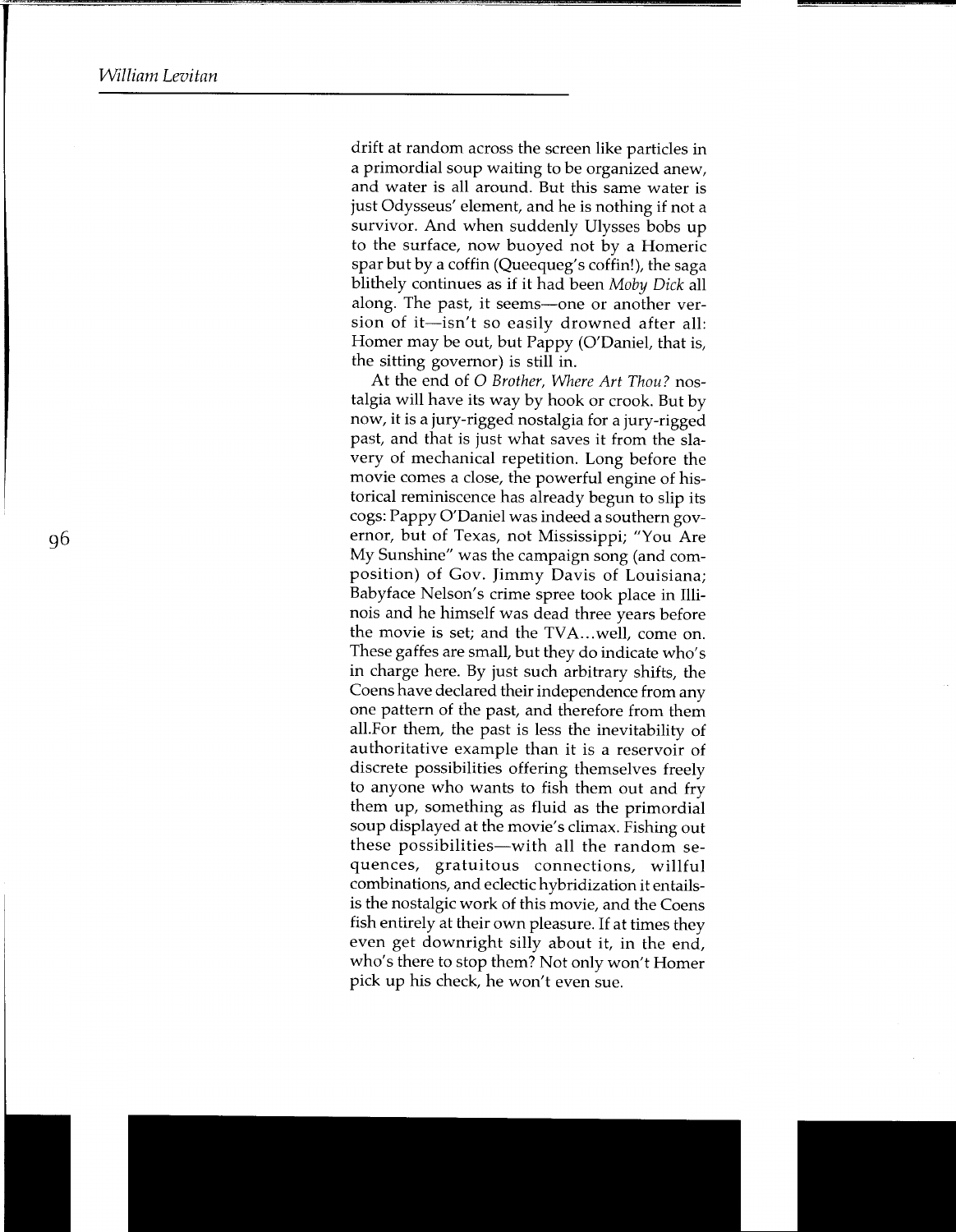drift at random across the screen like particles in a primordial soup waiting to be organized anew, and water is all around. But this same water is just Odysseus' element, and he is nothing if not a survivor. And when suddenly Ulysses bobs up to the surface, now buoyed not by a Homeric spar but by a coffin (Queequeg's coffin!), the saga blithely continues as if it had been *Moby Dick* all along. The past, it seems—one or another version of it—isn't so easily drowned after all: Homer may be out, but Pappy (O'Daniel, that is, the sitting governor) is still in.

At the end of *O Brother, Where Art Thou?* nostalgia will have its way by hook or crook. But by now, it is a jury-rigged nostalgia for a jury-rigged past, and that is just what saves it from the slavery of mechanical repetition. Long before the movie comes a close, the powerful engine of historical reminiscence has already begun to slip its cogs: Pappy O'Daniel was indeed a southern governor, but of Texas, not Mississippi; "You Are My Sunshine" was the campaign song (and composition) of Gov. Jimmy Davis of Louisiana; Babyface Nelson's crime spree took place in Illinois and he himself was dead three years before the movie is set; and the TVA...well, come on. These gaffes are small, but they do indicate who's in charge here. By just such arbitrary shifts, the Coens have declared their independence from any one pattern of the past, and therefore from them all.For them, the past is less the inevitability of authoritative example than it is a reservoir of discrete possibilities offering themselves freely to anyone who wants to fish them out and fry them up, something as fluid as the primordial soup displayed at the movie's climax. Fishing out these possibilities—with all the random sequences, gratuitous connections, willful combinations, and eclectic hybridization it entails-is the nostalgic work of this movie, and the Coens fish entirely at their own pleasure. If at times they even get downright silly about it, in the end, who's there to stop them? Not only won't Homer pick up his check, he won't even sue.